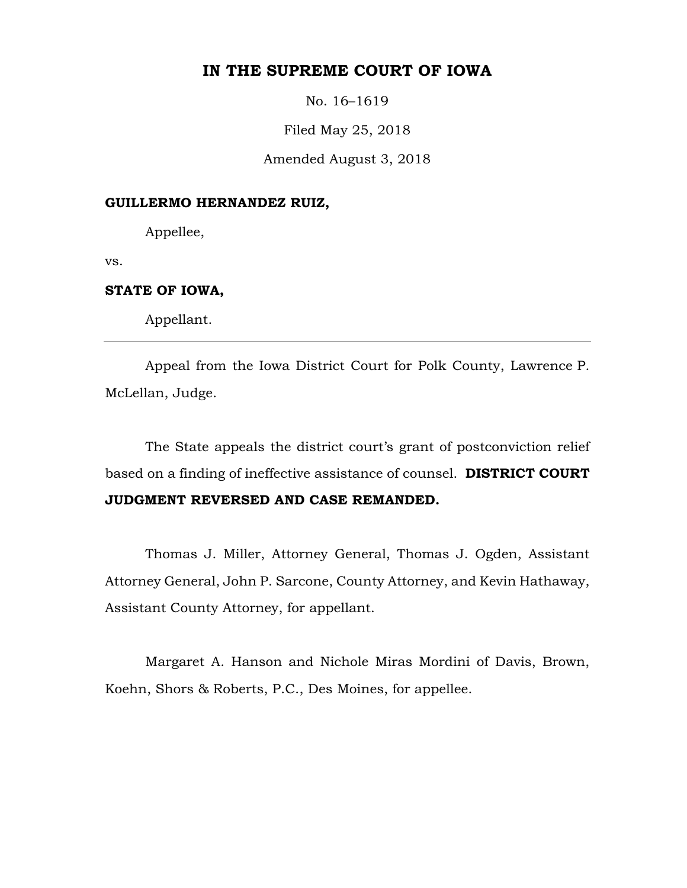# IN THE SUPREME COURT OF IOWA

No. 16–1619

Filed May 25, 2018

Amended August 3, 2018

**GUILLERMO HERNANDEZ RUIZ,**

Appellee,

vs.

**STATE OF IOWA,**

Appellant.

---

Appeal from the Iowa District Court for Polk County, Lawrence P. McLellan, Judge.

The State appeals the district court's grant of postconviction relief based on a finding of ineffective assistance of counsel. **DISTRICT COURT JUDGMENT REVERSED AND CASE REMANDED.**

Thomas J. Miller, Attorney General, Thomas J. Ogden, Assistant Attorney General, John P. Sarcone, County Attorney, and Kevin Hathaway, Assistant County Attorney, for appellant.

Margaret A. Hanson and Nichole Miras Mordini of Davis, Brown, Koehn, Shors & Roberts, P.C., Des Moines, for appellee.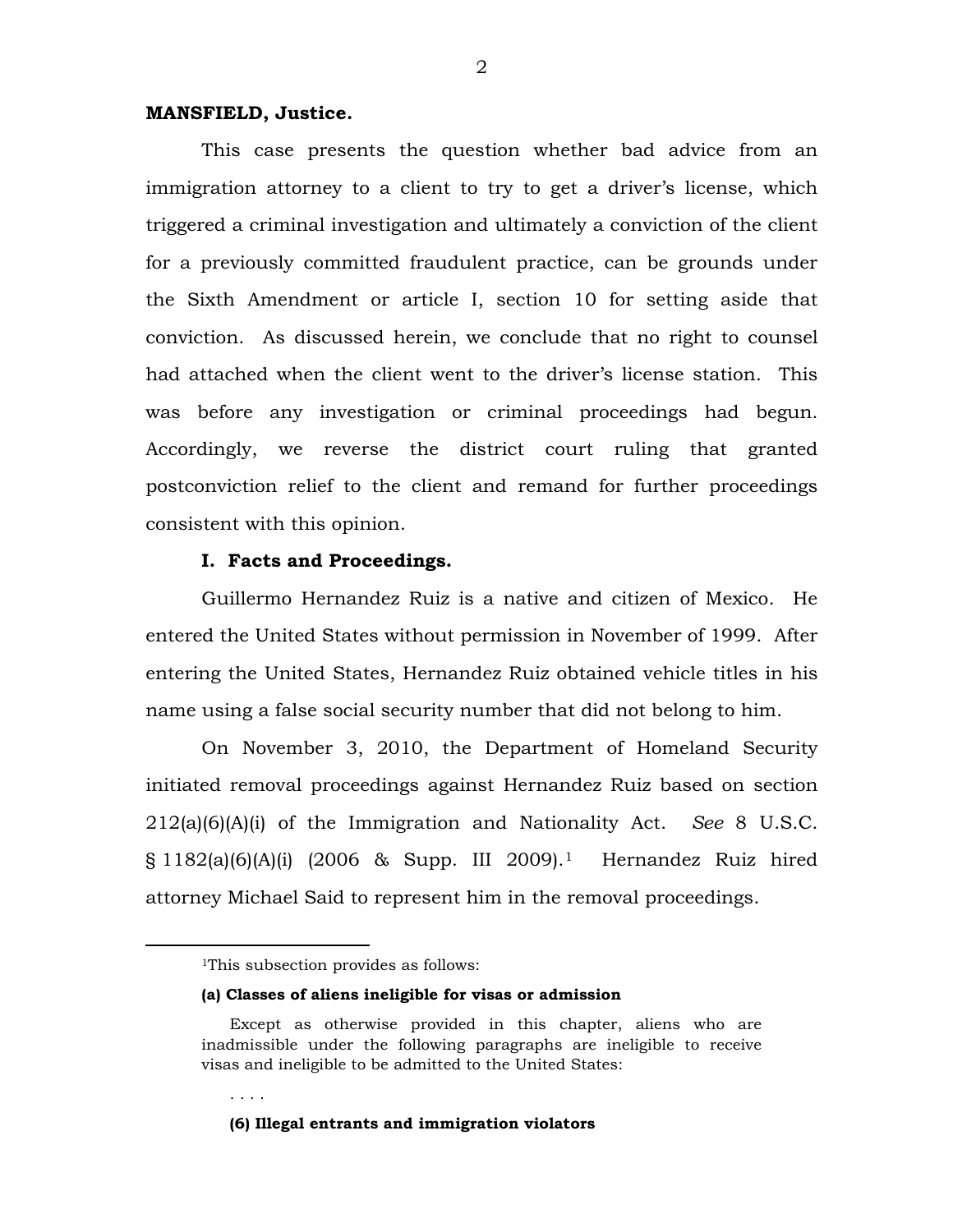**MANSFIELD, Justice.**

This case presents the question whether bad advice from an immigration attorney to a client to try to get a driver's license, which triggered a criminal investigation and ultimately a conviction of the client for a previously committed fraudulent practice, can be grounds under the Sixth Amendment or article I, section 10 for setting aside that conviction. As discussed herein, we conclude that no right to counsel had attached when the client went to the driver's license station. This was before any investigation or criminal proceedings had begun. Accordingly, we reverse the district court ruling that granted postconviction relief to the client and remand for further proceedings consistent with this opinion.

## I. Facts and Proceedings.

Guillermo Hernandez Ruiz is a native and citizen of Mexico. He entered the United States without permission in November of 1999. After entering the United States, Hernandez Ruiz obtained vehicle titles in his name using a false social security number that did not belong to him.

On November 3, 2010, the Department of Homeland Security initiated removal proceedings against Hernandez Ruiz based on section 212(a)(6)(A)(i) of the Immigration and Nationality Act. *See* 8 U.S.C. § 1182(a)(6)(A)(i) (2006 & Supp. III 2009).[1] Hernandez Ruiz hired attorney Michael Said to represent him in the removal proceedings.

---

[1]This subsection provides as follows:

> **(a) Classes of aliens ineligible for visas or admission**
>
> Except as otherwise provided in this chapter, aliens who are inadmissible under the following paragraphs are ineligible to receive visas and ineligible to be admitted to the United States:
>
> . . . .
>
> **(6) Illegal entrants and immigration violators**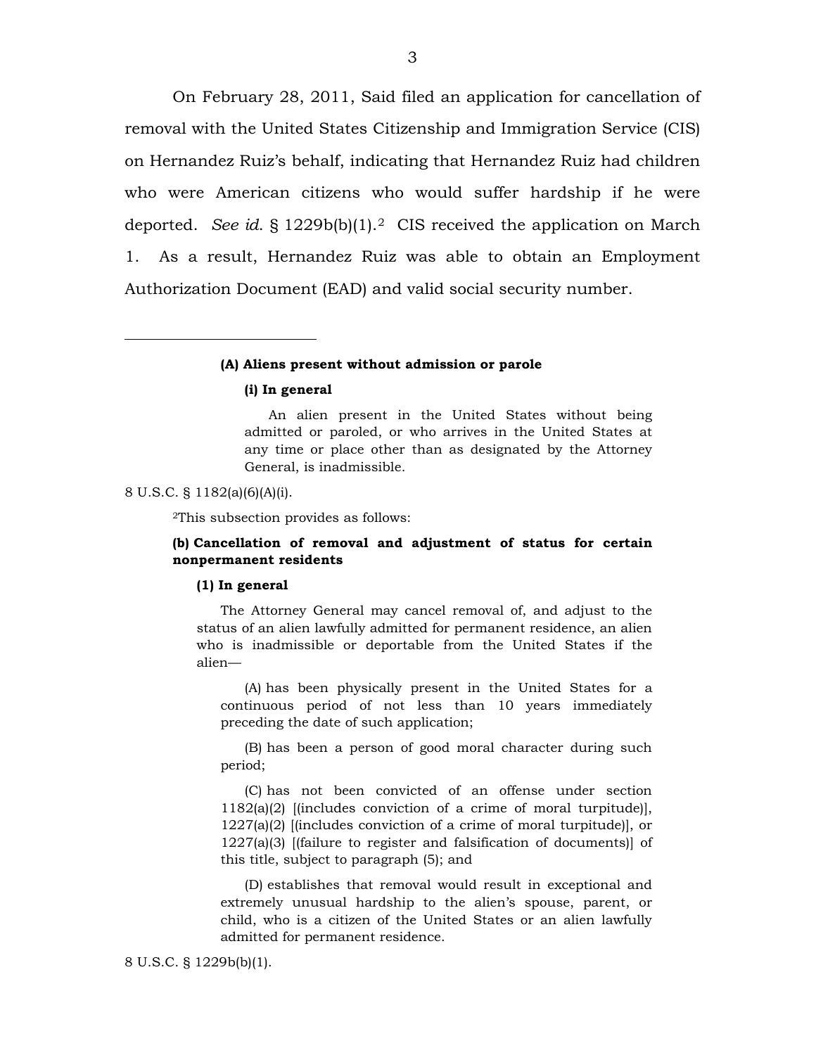On February 28, 2011, Said filed an application for cancellation of removal with the United States Citizenship and Immigration Service (CIS) on Hernandez Ruiz's behalf, indicating that Hernandez Ruiz had children who were American citizens who would suffer hardship if he were deported. *See id.* § 1229b(b)(1).[2] CIS received the application on March 1. As a result, Hernandez Ruiz was able to obtain an Employment Authorization Document (EAD) and valid social security number.

---

> **(A) Aliens present without admission or parole**
>
> **(i) In general**
>
> An alien present in the United States without being admitted or paroled, or who arrives in the United States at any time or place other than as designated by the Attorney General, is inadmissible.

8 U.S.C. § 1182(a)(6)(A)(i).

[2]This subsection provides as follows:

> **(b) Cancellation of removal and adjustment of status for certain nonpermanent residents**
>
> **(1) In general**
>
> The Attorney General may cancel removal of, and adjust to the status of an alien lawfully admitted for permanent residence, an alien who is inadmissible or deportable from the United States if the alien—
>
> (A) has been physically present in the United States for a continuous period of not less than 10 years immediately preceding the date of such application;
>
> (B) has been a person of good moral character during such period;
>
> (C) has not been convicted of an offense under section 1182(a)(2) [(includes conviction of a crime of moral turpitude)], 1227(a)(2) [(includes conviction of a crime of moral turpitude)], or 1227(a)(3) [(failure to register and falsification of documents)] of this title, subject to paragraph (5); and
>
> (D) establishes that removal would result in exceptional and extremely unusual hardship to the alien's spouse, parent, or child, who is a citizen of the United States or an alien lawfully admitted for permanent residence.

8 U.S.C. § 1229b(b)(1).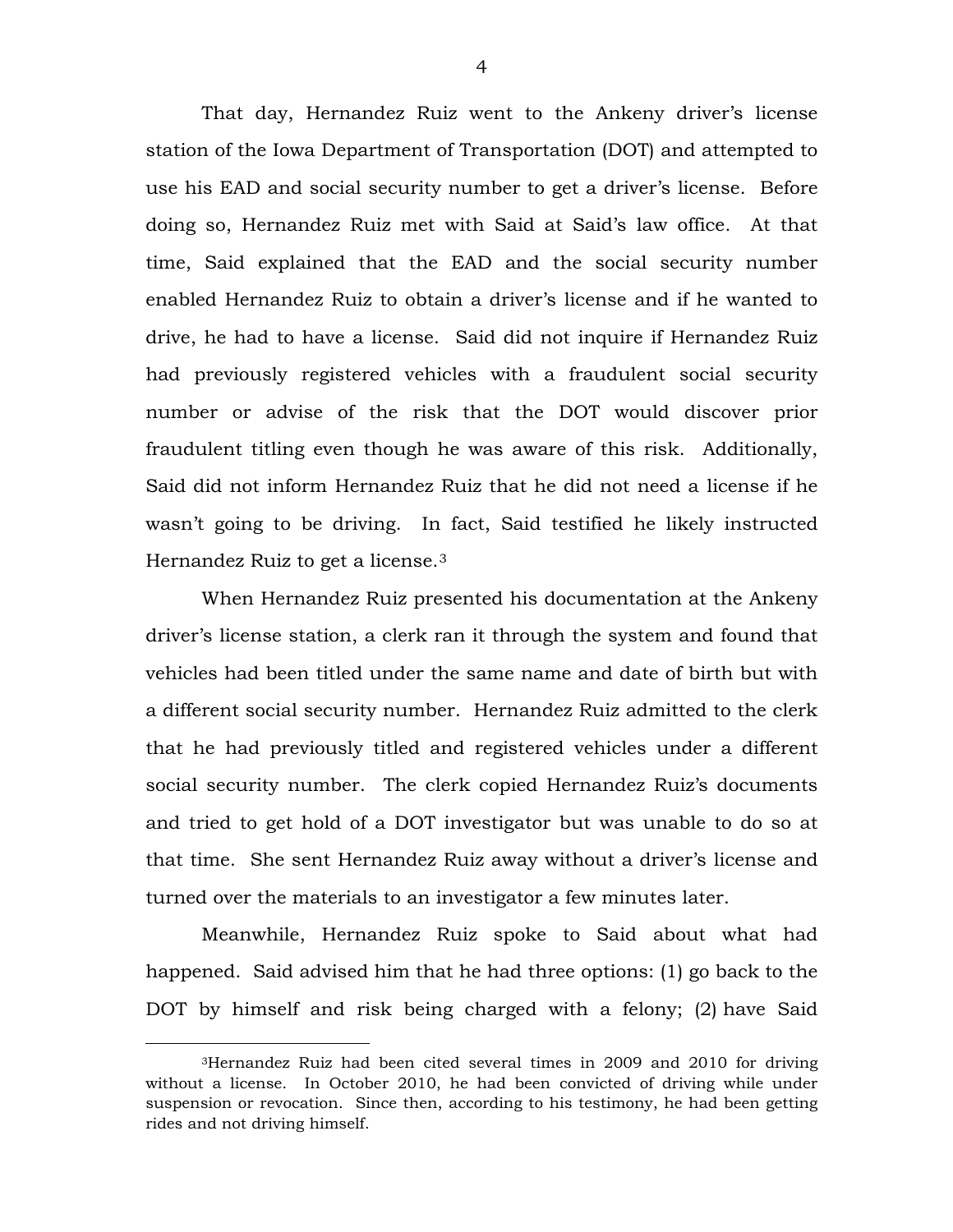That day, Hernandez Ruiz went to the Ankeny driver's license station of the Iowa Department of Transportation (DOT) and attempted to use his EAD and social security number to get a driver's license. Before doing so, Hernandez Ruiz met with Said at Said's law office. At that time, Said explained that the EAD and the social security number enabled Hernandez Ruiz to obtain a driver's license and if he wanted to drive, he had to have a license. Said did not inquire if Hernandez Ruiz had previously registered vehicles with a fraudulent social security number or advise of the risk that the DOT would discover prior fraudulent titling even though he was aware of this risk. Additionally, Said did not inform Hernandez Ruiz that he did not need a license if he wasn't going to be driving. In fact, Said testified he likely instructed Hernandez Ruiz to get a license.[3]

When Hernandez Ruiz presented his documentation at the Ankeny driver's license station, a clerk ran it through the system and found that vehicles had been titled under the same name and date of birth but with a different social security number. Hernandez Ruiz admitted to the clerk that he had previously titled and registered vehicles under a different social security number. The clerk copied Hernandez Ruiz's documents and tried to get hold of a DOT investigator but was unable to do so at that time. She sent Hernandez Ruiz away without a driver's license and turned over the materials to an investigator a few minutes later.

Meanwhile, Hernandez Ruiz spoke to Said about what had happened. Said advised him that he had three options: (1) go back to the DOT by himself and risk being charged with a felony; (2) have Said

---

[3]Hernandez Ruiz had been cited several times in 2009 and 2010 for driving without a license. In October 2010, he had been convicted of driving while under suspension or revocation. Since then, according to his testimony, he had been getting rides and not driving himself.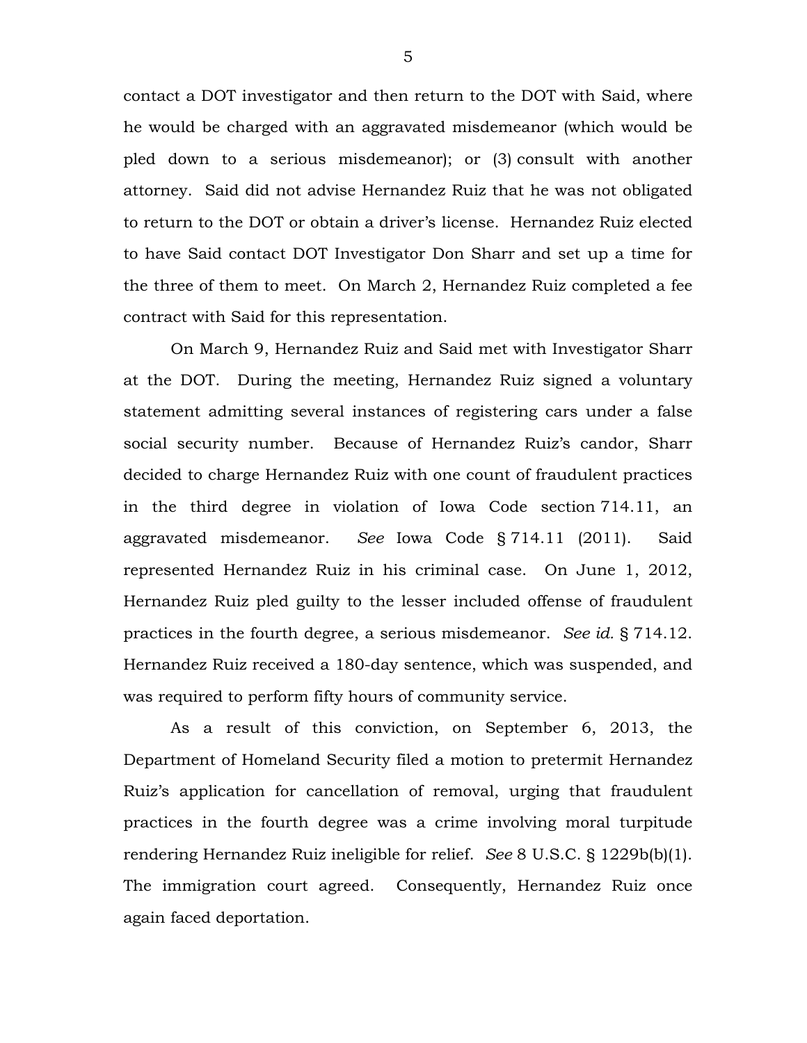contact a DOT investigator and then return to the DOT with Said, where he would be charged with an aggravated misdemeanor (which would be pled down to a serious misdemeanor); or (3) consult with another attorney. Said did not advise Hernandez Ruiz that he was not obligated to return to the DOT or obtain a driver's license. Hernandez Ruiz elected to have Said contact DOT Investigator Don Sharr and set up a time for the three of them to meet. On March 2, Hernandez Ruiz completed a fee contract with Said for this representation.

On March 9, Hernandez Ruiz and Said met with Investigator Sharr at the DOT. During the meeting, Hernandez Ruiz signed a voluntary statement admitting several instances of registering cars under a false social security number. Because of Hernandez Ruiz's candor, Sharr decided to charge Hernandez Ruiz with one count of fraudulent practices in the third degree in violation of Iowa Code section 714.11, an aggravated misdemeanor. *See* Iowa Code § 714.11 (2011). Said represented Hernandez Ruiz in his criminal case. On June 1, 2012, Hernandez Ruiz pled guilty to the lesser included offense of fraudulent practices in the fourth degree, a serious misdemeanor. *See id.* § 714.12. Hernandez Ruiz received a 180-day sentence, which was suspended, and was required to perform fifty hours of community service.

As a result of this conviction, on September 6, 2013, the Department of Homeland Security filed a motion to pretermit Hernandez Ruiz's application for cancellation of removal, urging that fraudulent practices in the fourth degree was a crime involving moral turpitude rendering Hernandez Ruiz ineligible for relief. *See* 8 U.S.C. § 1229b(b)(1). The immigration court agreed. Consequently, Hernandez Ruiz once again faced deportation.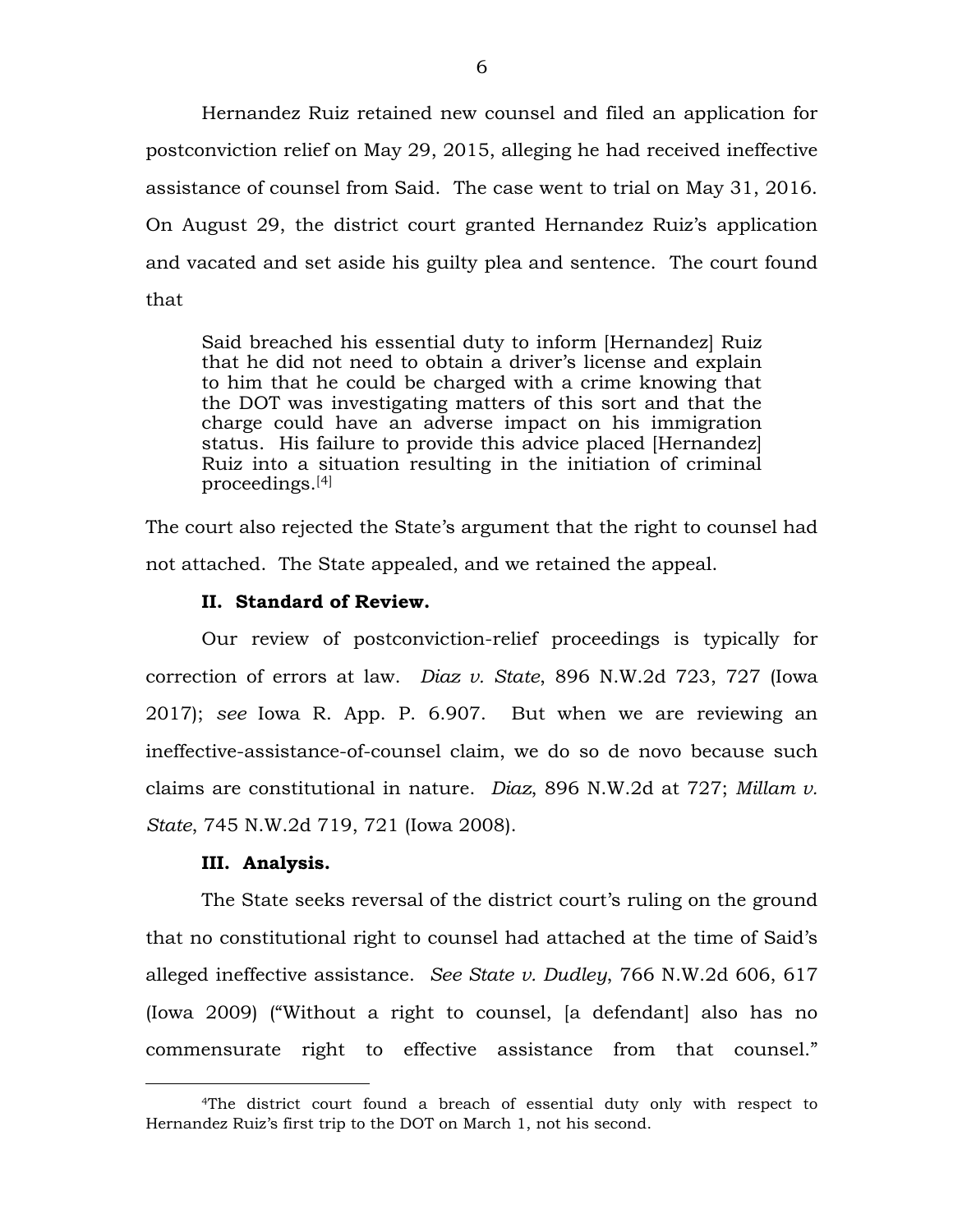Hernandez Ruiz retained new counsel and filed an application for postconviction relief on May 29, 2015, alleging he had received ineffective assistance of counsel from Said. The case went to trial on May 31, 2016. On August 29, the district court granted Hernandez Ruiz's application and vacated and set aside his guilty plea and sentence. The court found that

> Said breached his essential duty to inform [Hernandez] Ruiz that he did not need to obtain a driver's license and explain to him that he could be charged with a crime knowing that the DOT was investigating matters of this sort and that the charge could have an adverse impact on his immigration status. His failure to provide this advice placed [Hernandez] Ruiz into a situation resulting in the initiation of criminal proceedings.[4]

The court also rejected the State's argument that the right to counsel had not attached. The State appealed, and we retained the appeal.

**II. Standard of Review.**

Our review of postconviction-relief proceedings is typically for correction of errors at law. *Diaz v. State*, 896 N.W.2d 723, 727 (Iowa 2017); *see* Iowa R. App. P. 6.907. But when we are reviewing an ineffective-assistance-of-counsel claim, we do so de novo because such claims are constitutional in nature. *Diaz*, 896 N.W.2d at 727; *Millam v. State*, 745 N.W.2d 719, 721 (Iowa 2008).

**III. Analysis.**

The State seeks reversal of the district court's ruling on the ground that no constitutional right to counsel had attached at the time of Said's alleged ineffective assistance. *See State v. Dudley*, 766 N.W.2d 606, 617 (Iowa 2009) ("Without a right to counsel, [a defendant] also has no commensurate right to effective assistance from that counsel."

---

[4]The district court found a breach of essential duty only with respect to Hernandez Ruiz's first trip to the DOT on March 1, not his second.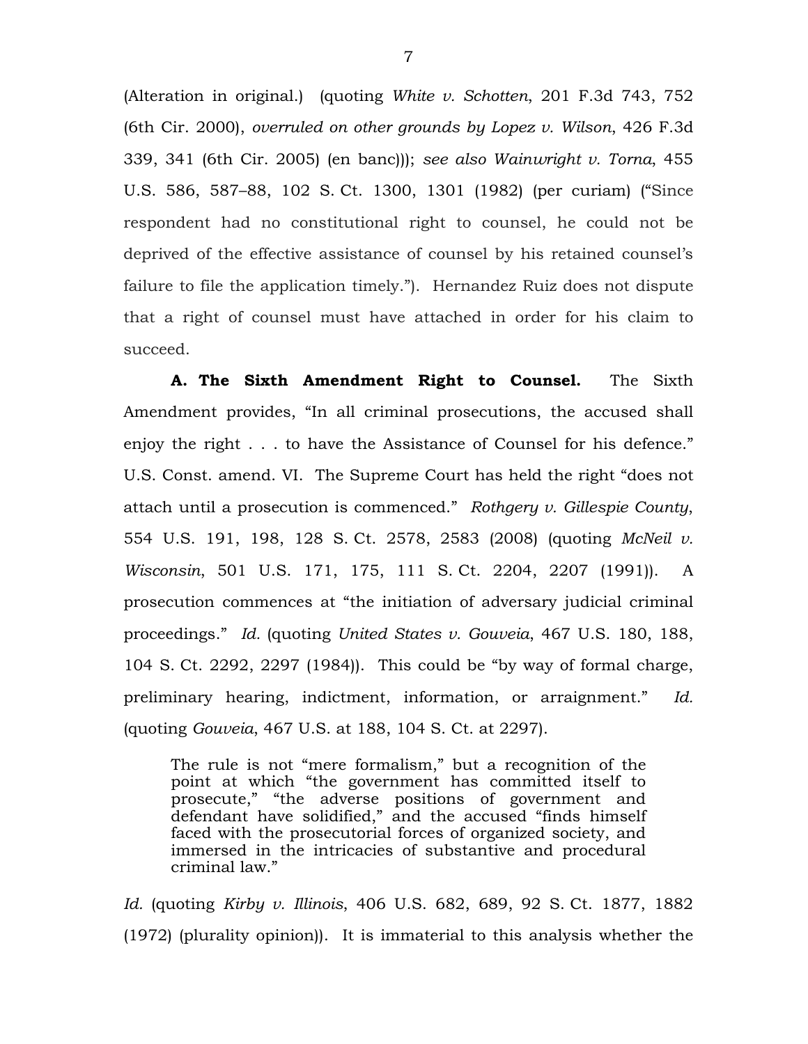(Alteration in original.) (quoting *White v. Schotten*, 201 F.3d 743, 752 (6th Cir. 2000), *overruled on other grounds by Lopez v. Wilson*, 426 F.3d 339, 341 (6th Cir. 2005) (en banc))); *see also Wainwright v. Torna*, 455 U.S. 586, 587–88, 102 S. Ct. 1300, 1301 (1982) (per curiam) ("Since respondent had no constitutional right to counsel, he could not be deprived of the effective assistance of counsel by his retained counsel's failure to file the application timely."). Hernandez Ruiz does not dispute that a right of counsel must have attached in order for his claim to succeed.

**A. The Sixth Amendment Right to Counsel.** The Sixth Amendment provides, "In all criminal prosecutions, the accused shall enjoy the right . . . to have the Assistance of Counsel for his defence." U.S. Const. amend. VI. The Supreme Court has held the right "does not attach until a prosecution is commenced." *Rothgery v. Gillespie County*, 554 U.S. 191, 198, 128 S. Ct. 2578, 2583 (2008) (quoting *McNeil v. Wisconsin*, 501 U.S. 171, 175, 111 S. Ct. 2204, 2207 (1991)). A prosecution commences at "the initiation of adversary judicial criminal proceedings." *Id.* (quoting *United States v. Gouveia*, 467 U.S. 180, 188, 104 S. Ct. 2292, 2297 (1984)). This could be "by way of formal charge, preliminary hearing, indictment, information, or arraignment." *Id.* (quoting *Gouveia*, 467 U.S. at 188, 104 S. Ct. at 2297).

> The rule is not "mere formalism," but a recognition of the point at which "the government has committed itself to prosecute," "the adverse positions of government and defendant have solidified," and the accused "finds himself faced with the prosecutorial forces of organized society, and immersed in the intricacies of substantive and procedural criminal law."

*Id.* (quoting *Kirby v. Illinois*, 406 U.S. 682, 689, 92 S. Ct. 1877, 1882 (1972) (plurality opinion)). It is immaterial to this analysis whether the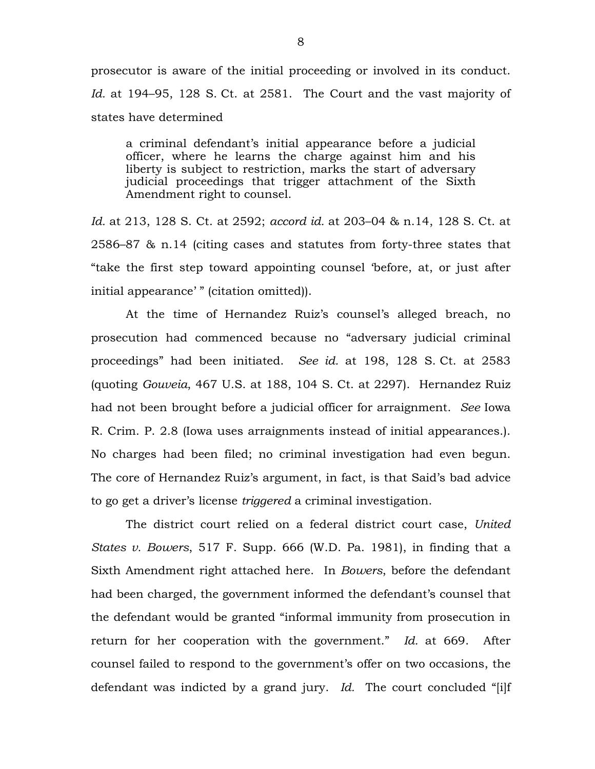prosecutor is aware of the initial proceeding or involved in its conduct. *Id.* at 194–95, 128 S. Ct. at 2581. The Court and the vast majority of states have determined

> a criminal defendant's initial appearance before a judicial officer, where he learns the charge against him and his liberty is subject to restriction, marks the start of adversary judicial proceedings that trigger attachment of the Sixth Amendment right to counsel.

*Id.* at 213, 128 S. Ct. at 2592; *accord id.* at 203–04 & n.14, 128 S. Ct. at 2586–87 & n.14 (citing cases and statutes from forty-three states that "take the first step toward appointing counsel 'before, at, or just after initial appearance' " (citation omitted)).

At the time of Hernandez Ruiz's counsel's alleged breach, no prosecution had commenced because no "adversary judicial criminal proceedings" had been initiated. *See id.* at 198, 128 S. Ct. at 2583 (quoting *Gouveia*, 467 U.S. at 188, 104 S. Ct. at 2297). Hernandez Ruiz had not been brought before a judicial officer for arraignment. *See* Iowa R. Crim. P. 2.8 (Iowa uses arraignments instead of initial appearances.). No charges had been filed; no criminal investigation had even begun. The core of Hernandez Ruiz's argument, in fact, is that Said's bad advice to go get a driver's license *triggered* a criminal investigation.

The district court relied on a federal district court case, *United States v. Bowers*, 517 F. Supp. 666 (W.D. Pa. 1981), in finding that a Sixth Amendment right attached here. In *Bowers*, before the defendant had been charged, the government informed the defendant's counsel that the defendant would be granted "informal immunity from prosecution in return for her cooperation with the government." *Id.* at 669. After counsel failed to respond to the government's offer on two occasions, the defendant was indicted by a grand jury. *Id.* The court concluded "[i]f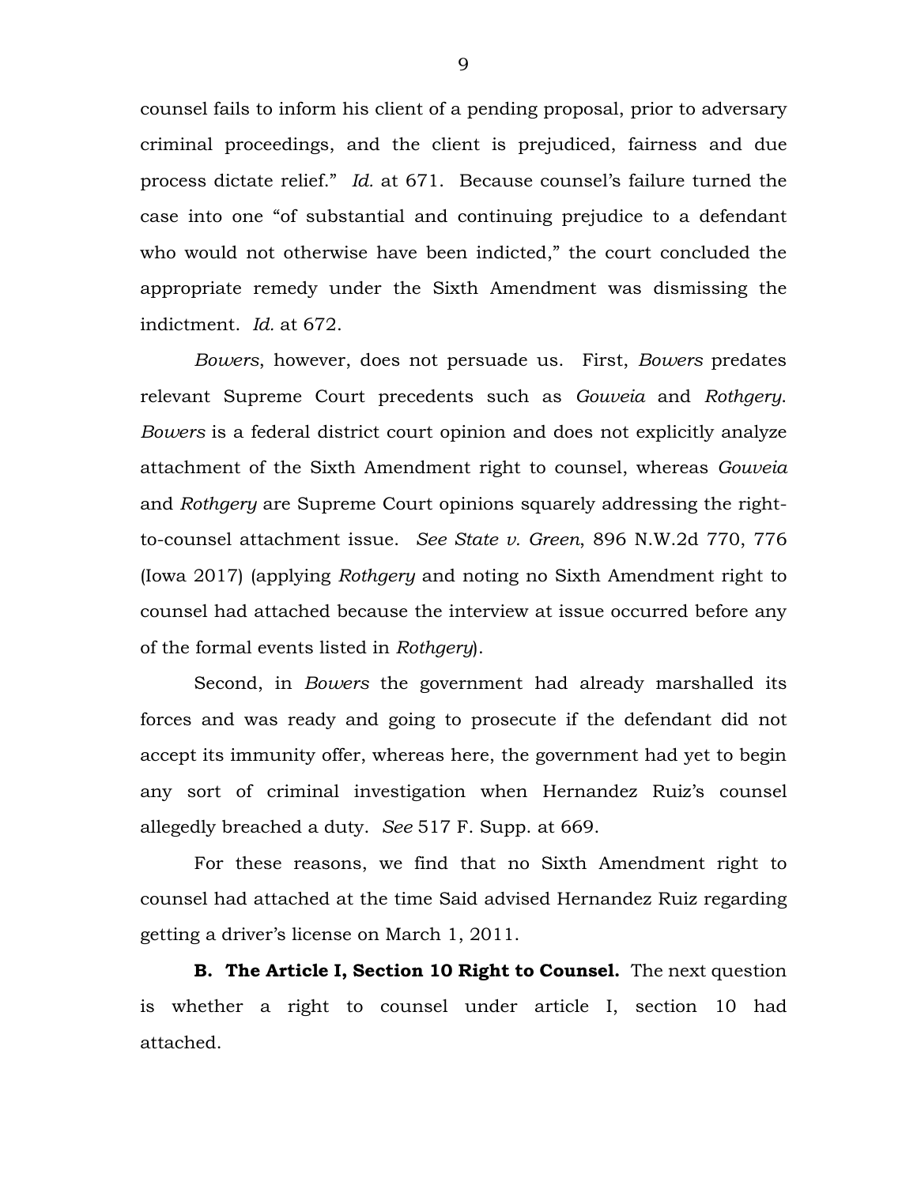counsel fails to inform his client of a pending proposal, prior to adversary criminal proceedings, and the client is prejudiced, fairness and due process dictate relief." *Id.* at 671. Because counsel's failure turned the case into one "of substantial and continuing prejudice to a defendant who would not otherwise have been indicted," the court concluded the appropriate remedy under the Sixth Amendment was dismissing the indictment. *Id.* at 672.

*Bowers*, however, does not persuade us. First, *Bowers* predates relevant Supreme Court precedents such as *Gouveia* and *Rothgery*. *Bowers* is a federal district court opinion and does not explicitly analyze attachment of the Sixth Amendment right to counsel, whereas *Gouveia* and *Rothgery* are Supreme Court opinions squarely addressing the right-to-counsel attachment issue. *See State v. Green*, 896 N.W.2d 770, 776 (Iowa 2017) (applying *Rothgery* and noting no Sixth Amendment right to counsel had attached because the interview at issue occurred before any of the formal events listed in *Rothgery*).

Second, in *Bowers* the government had already marshalled its forces and was ready and going to prosecute if the defendant did not accept its immunity offer, whereas here, the government had yet to begin any sort of criminal investigation when Hernandez Ruiz's counsel allegedly breached a duty. *See* 517 F. Supp. at 669.

For these reasons, we find that no Sixth Amendment right to counsel had attached at the time Said advised Hernandez Ruiz regarding getting a driver's license on March 1, 2011.

**B. The Article I, Section 10 Right to Counsel.** The next question is whether a right to counsel under article I, section 10 had attached.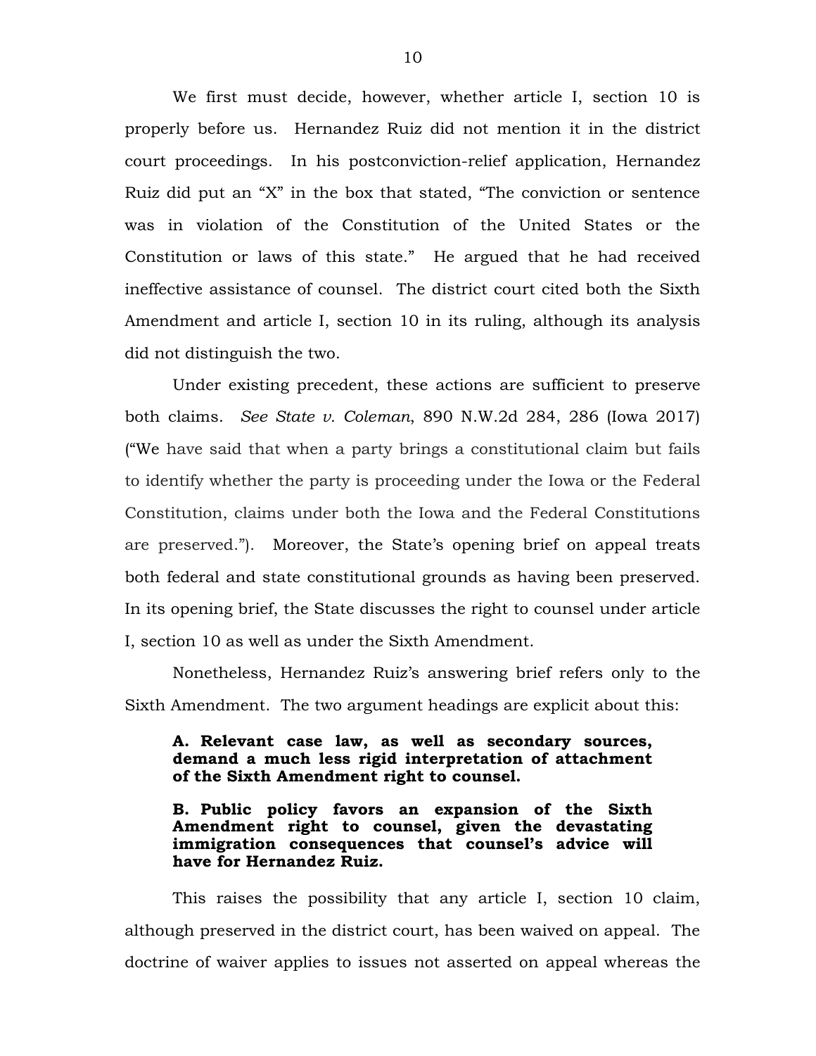We first must decide, however, whether article I, section 10 is properly before us. Hernandez Ruiz did not mention it in the district court proceedings. In his postconviction-relief application, Hernandez Ruiz did put an "X" in the box that stated, "The conviction or sentence was in violation of the Constitution of the United States or the Constitution or laws of this state." He argued that he had received ineffective assistance of counsel. The district court cited both the Sixth Amendment and article I, section 10 in its ruling, although its analysis did not distinguish the two.

Under existing precedent, these actions are sufficient to preserve both claims. *See State v. Coleman*, 890 N.W.2d 284, 286 (Iowa 2017) ("We have said that when a party brings a constitutional claim but fails to identify whether the party is proceeding under the Iowa or the Federal Constitution, claims under both the Iowa and the Federal Constitutions are preserved."). Moreover, the State's opening brief on appeal treats both federal and state constitutional grounds as having been preserved. In its opening brief, the State discusses the right to counsel under article I, section 10 as well as under the Sixth Amendment.

Nonetheless, Hernandez Ruiz's answering brief refers only to the Sixth Amendment. The two argument headings are explicit about this:

> **A. Relevant case law, as well as secondary sources, demand a much less rigid interpretation of attachment of the Sixth Amendment right to counsel.**
>
> **B. Public policy favors an expansion of the Sixth Amendment right to counsel, given the devastating immigration consequences that counsel's advice will have for Hernandez Ruiz.**

This raises the possibility that any article I, section 10 claim, although preserved in the district court, has been waived on appeal. The doctrine of waiver applies to issues not asserted on appeal whereas the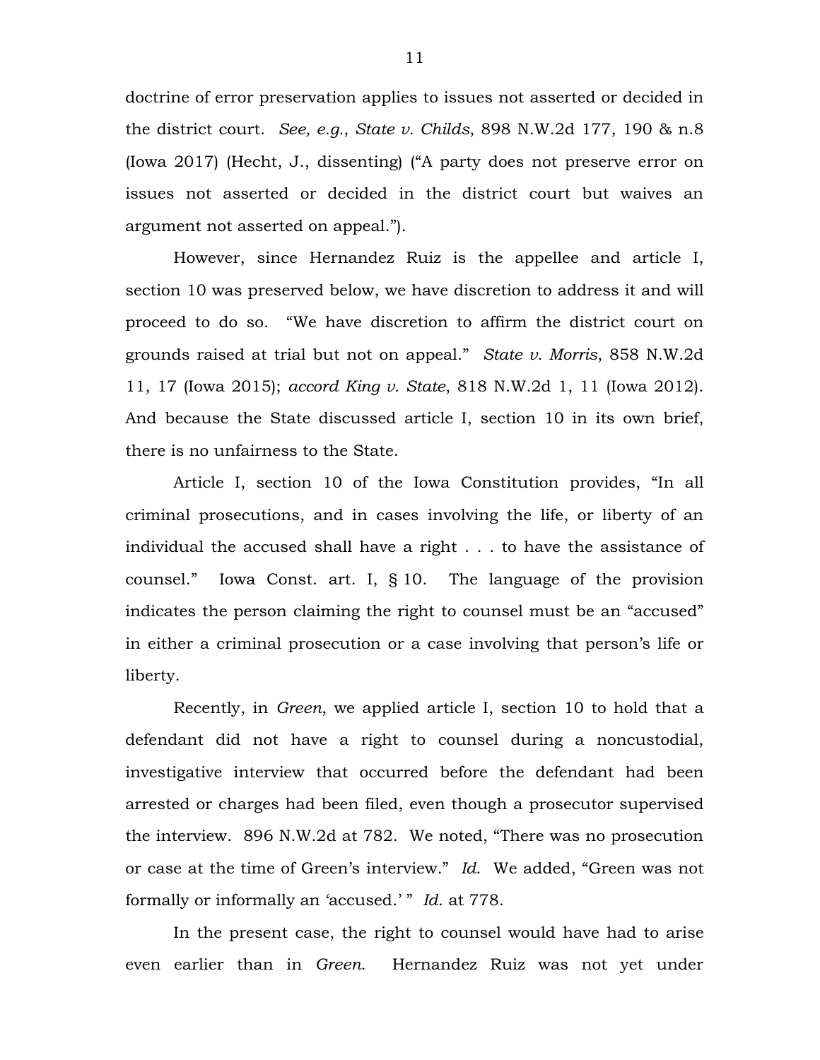doctrine of error preservation applies to issues not asserted or decided in the district court. *See, e.g.*, *State v. Childs*, 898 N.W.2d 177, 190 & n.8 (Iowa 2017) (Hecht, J., dissenting) ("A party does not preserve error on issues not asserted or decided in the district court but waives an argument not asserted on appeal.").

However, since Hernandez Ruiz is the appellee and article I, section 10 was preserved below, we have discretion to address it and will proceed to do so. "We have discretion to affirm the district court on grounds raised at trial but not on appeal." *State v. Morris*, 858 N.W.2d 11, 17 (Iowa 2015); *accord King v. State*, 818 N.W.2d 1, 11 (Iowa 2012). And because the State discussed article I, section 10 in its own brief, there is no unfairness to the State.

Article I, section 10 of the Iowa Constitution provides, "In all criminal prosecutions, and in cases involving the life, or liberty of an individual the accused shall have a right . . . to have the assistance of counsel." Iowa Const. art. I, § 10. The language of the provision indicates the person claiming the right to counsel must be an "accused" in either a criminal prosecution or a case involving that person's life or liberty.

Recently, in *Green*, we applied article I, section 10 to hold that a defendant did not have a right to counsel during a noncustodial, investigative interview that occurred before the defendant had been arrested or charges had been filed, even though a prosecutor supervised the interview. 896 N.W.2d at 782. We noted, "There was no prosecution or case at the time of Green's interview." *Id.* We added, "Green was not formally or informally an 'accused.' " *Id.* at 778.

In the present case, the right to counsel would have had to arise even earlier than in *Green.* Hernandez Ruiz was not yet under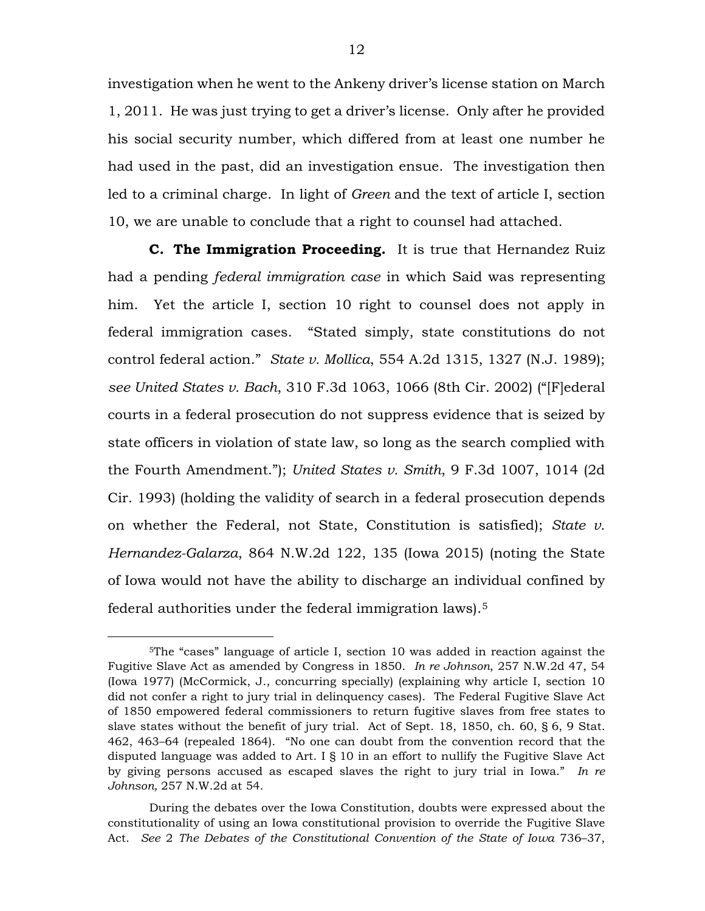investigation when he went to the Ankeny driver's license station on March 1, 2011. He was just trying to get a driver's license. Only after he provided his social security number, which differed from at least one number he had used in the past, did an investigation ensue. The investigation then led to a criminal charge. In light of *Green* and the text of article I, section 10, we are unable to conclude that a right to counsel had attached.

**C. The Immigration Proceeding.** It is true that Hernandez Ruiz had a pending *federal immigration case* in which Said was representing him. Yet the article I, section 10 right to counsel does not apply in federal immigration cases. "Stated simply, state constitutions do not control federal action." *State v. Mollica*, 554 A.2d 1315, 1327 (N.J. 1989); *see United States v. Bach*, 310 F.3d 1063, 1066 (8th Cir. 2002) ("[F]ederal courts in a federal prosecution do not suppress evidence that is seized by state officers in violation of state law, so long as the search complied with the Fourth Amendment."); *United States v. Smith*, 9 F.3d 1007, 1014 (2d Cir. 1993) (holding the validity of search in a federal prosecution depends on whether the Federal, not State, Constitution is satisfied); *State v. Hernandez-Galarza*, 864 N.W.2d 122, 135 (Iowa 2015) (noting the State of Iowa would not have the ability to discharge an individual confined by federal authorities under the federal immigration laws).[5]

---

[5]The "cases" language of article I, section 10 was added in reaction against the Fugitive Slave Act as amended by Congress in 1850. *In re Johnson*, 257 N.W.2d 47, 54 (Iowa 1977) (McCormick, J., concurring specially) (explaining why article I, section 10 did not confer a right to jury trial in delinquency cases). The Federal Fugitive Slave Act of 1850 empowered federal commissioners to return fugitive slaves from free states to slave states without the benefit of jury trial. Act of Sept. 18, 1850, ch. 60, § 6, 9 Stat. 462, 463–64 (repealed 1864). "No one can doubt from the convention record that the disputed language was added to Art. I § 10 in an effort to nullify the Fugitive Slave Act by giving persons accused as escaped slaves the right to jury trial in Iowa." *In re Johnson,* 257 N.W.2d at 54.

During the debates over the Iowa Constitution, doubts were expressed about the constitutionality of using an Iowa constitutional provision to override the Fugitive Slave Act. *See* 2 *The Debates of the Constitutional Convention of the State of Iowa* 736–37,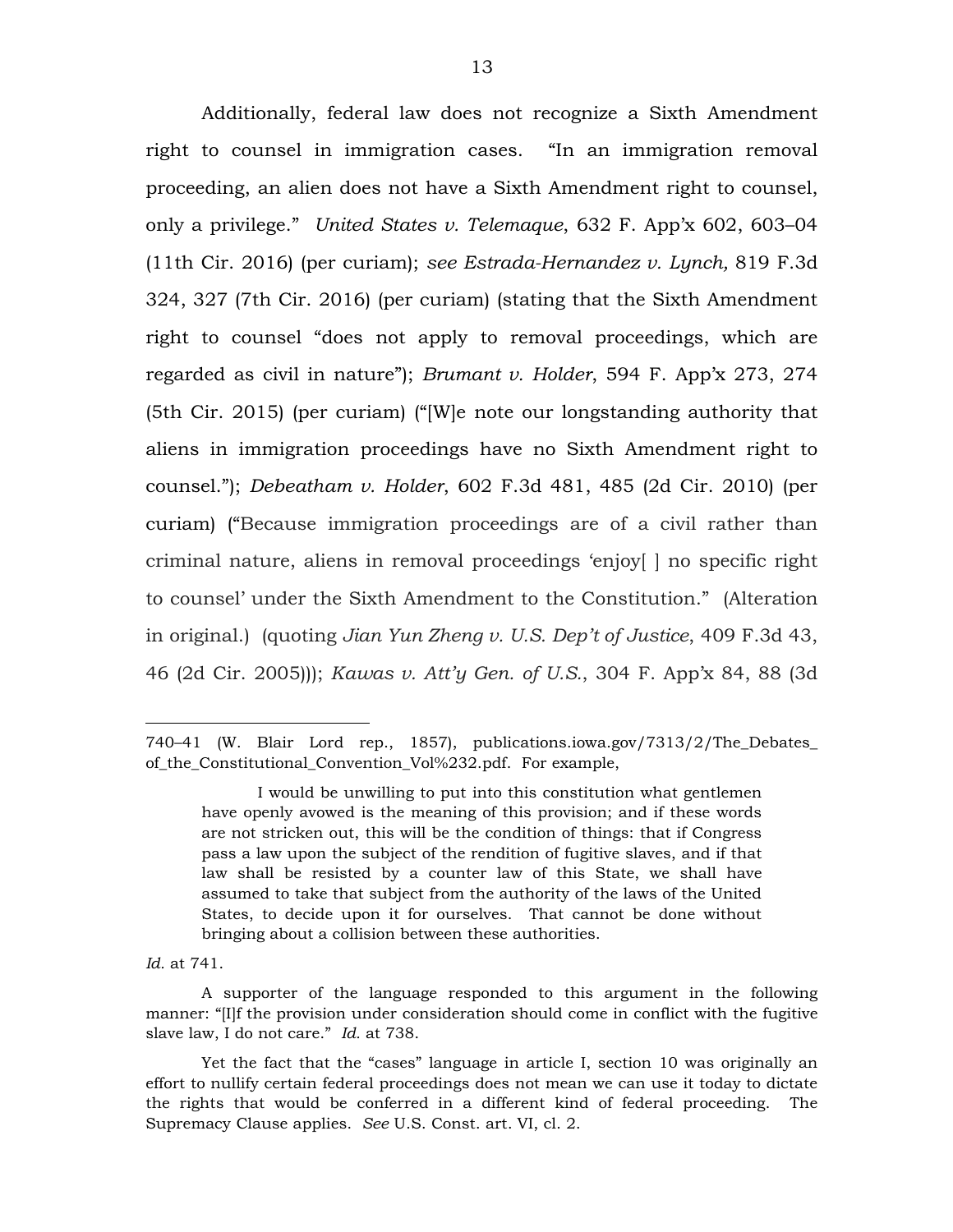Additionally, federal law does not recognize a Sixth Amendment right to counsel in immigration cases. "In an immigration removal proceeding, an alien does not have a Sixth Amendment right to counsel, only a privilege." *United States v. Telemaque*, 632 F. App'x 602, 603–04 (11th Cir. 2016) (per curiam); *see Estrada-Hernandez v. Lynch,* 819 F.3d 324, 327 (7th Cir. 2016) (per curiam) (stating that the Sixth Amendment right to counsel "does not apply to removal proceedings, which are regarded as civil in nature"); *Brumant v. Holder*, 594 F. App'x 273, 274 (5th Cir. 2015) (per curiam) ("[W]e note our longstanding authority that aliens in immigration proceedings have no Sixth Amendment right to counsel."); *Debeatham v. Holder*, 602 F.3d 481, 485 (2d Cir. 2010) (per curiam) ("Because immigration proceedings are of a civil rather than criminal nature, aliens in removal proceedings 'enjoy[ ] no specific right to counsel' under the Sixth Amendment to the Constitution." (Alteration in original.) (quoting *Jian Yun Zheng v. U.S. Dep't of Justice*, 409 F.3d 43, 46 (2d Cir. 2005))); *Kawas v. Att'y Gen. of U.S.*, 304 F. App'x 84, 88 (3d

---

740–41 (W. Blair Lord rep., 1857), publications.iowa.gov/7313/2/The_Debates_of_the_Constitutional_Convention_Vol%232.pdf. For example,

> I would be unwilling to put into this constitution what gentlemen have openly avowed is the meaning of this provision; and if these words are not stricken out, this will be the condition of things: that if Congress pass a law upon the subject of the rendition of fugitive slaves, and if that law shall be resisted by a counter law of this State, we shall have assumed to take that subject from the authority of the laws of the United States, to decide upon it for ourselves. That cannot be done without bringing about a collision between these authorities.

*Id.* at 741.

A supporter of the language responded to this argument in the following manner: "[I]f the provision under consideration should come in conflict with the fugitive slave law, I do not care." *Id.* at 738.

Yet the fact that the "cases" language in article I, section 10 was originally an effort to nullify certain federal proceedings does not mean we can use it today to dictate the rights that would be conferred in a different kind of federal proceeding. The Supremacy Clause applies. *See* U.S. Const. art. VI, cl. 2.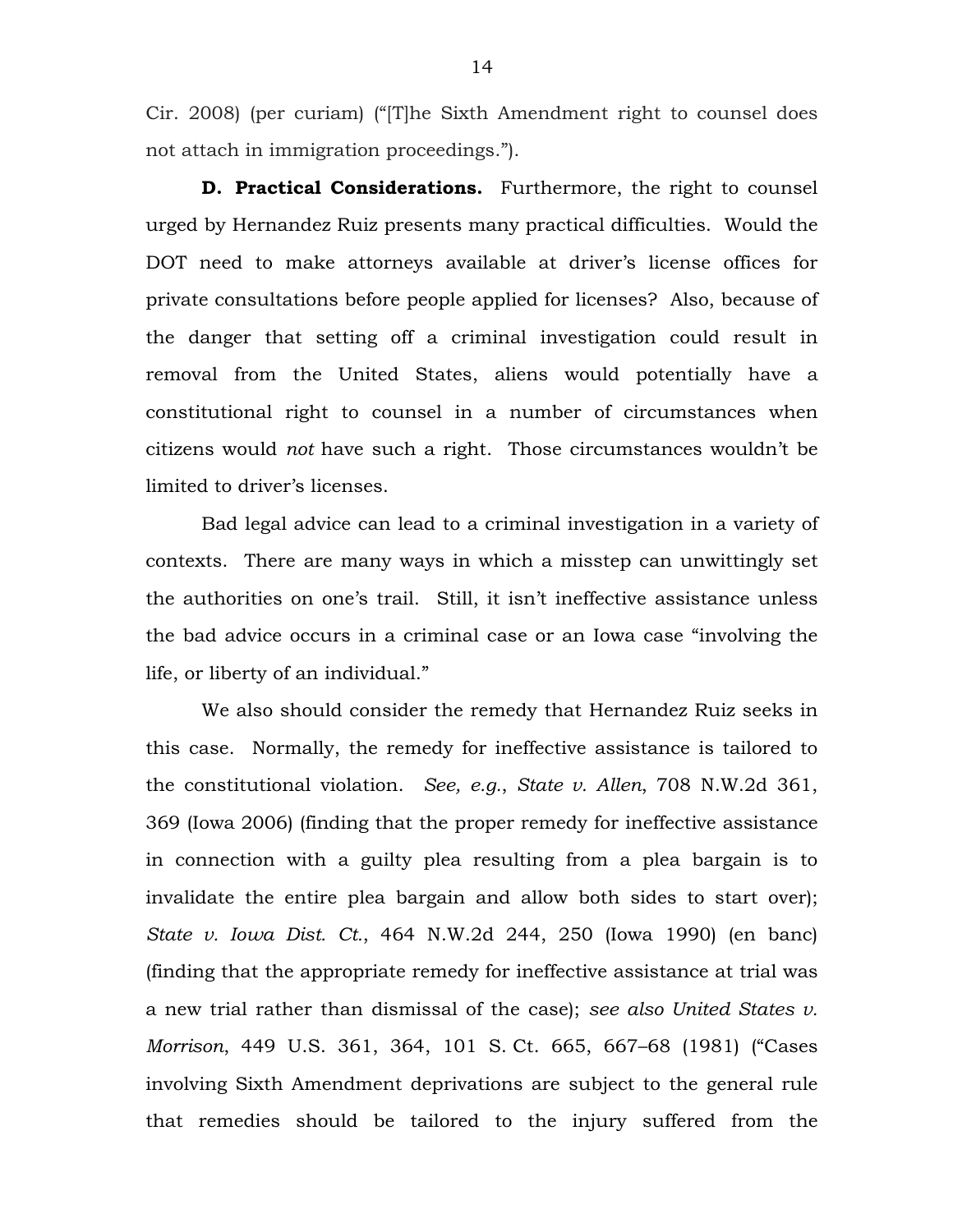Cir. 2008) (per curiam) ("[T]he Sixth Amendment right to counsel does not attach in immigration proceedings.").

**D. Practical Considerations.** Furthermore, the right to counsel urged by Hernandez Ruiz presents many practical difficulties. Would the DOT need to make attorneys available at driver's license offices for private consultations before people applied for licenses? Also, because of the danger that setting off a criminal investigation could result in removal from the United States, aliens would potentially have a constitutional right to counsel in a number of circumstances when citizens would *not* have such a right. Those circumstances wouldn't be limited to driver's licenses.

Bad legal advice can lead to a criminal investigation in a variety of contexts. There are many ways in which a misstep can unwittingly set the authorities on one's trail. Still, it isn't ineffective assistance unless the bad advice occurs in a criminal case or an Iowa case "involving the life, or liberty of an individual."

We also should consider the remedy that Hernandez Ruiz seeks in this case. Normally, the remedy for ineffective assistance is tailored to the constitutional violation. *See, e.g.*, *State v. Allen*, 708 N.W.2d 361, 369 (Iowa 2006) (finding that the proper remedy for ineffective assistance in connection with a guilty plea resulting from a plea bargain is to invalidate the entire plea bargain and allow both sides to start over); *State v. Iowa Dist. Ct.*, 464 N.W.2d 244, 250 (Iowa 1990) (en banc) (finding that the appropriate remedy for ineffective assistance at trial was a new trial rather than dismissal of the case); *see also United States v. Morrison*, 449 U.S. 361, 364, 101 S. Ct. 665, 667–68 (1981) ("Cases involving Sixth Amendment deprivations are subject to the general rule that remedies should be tailored to the injury suffered from the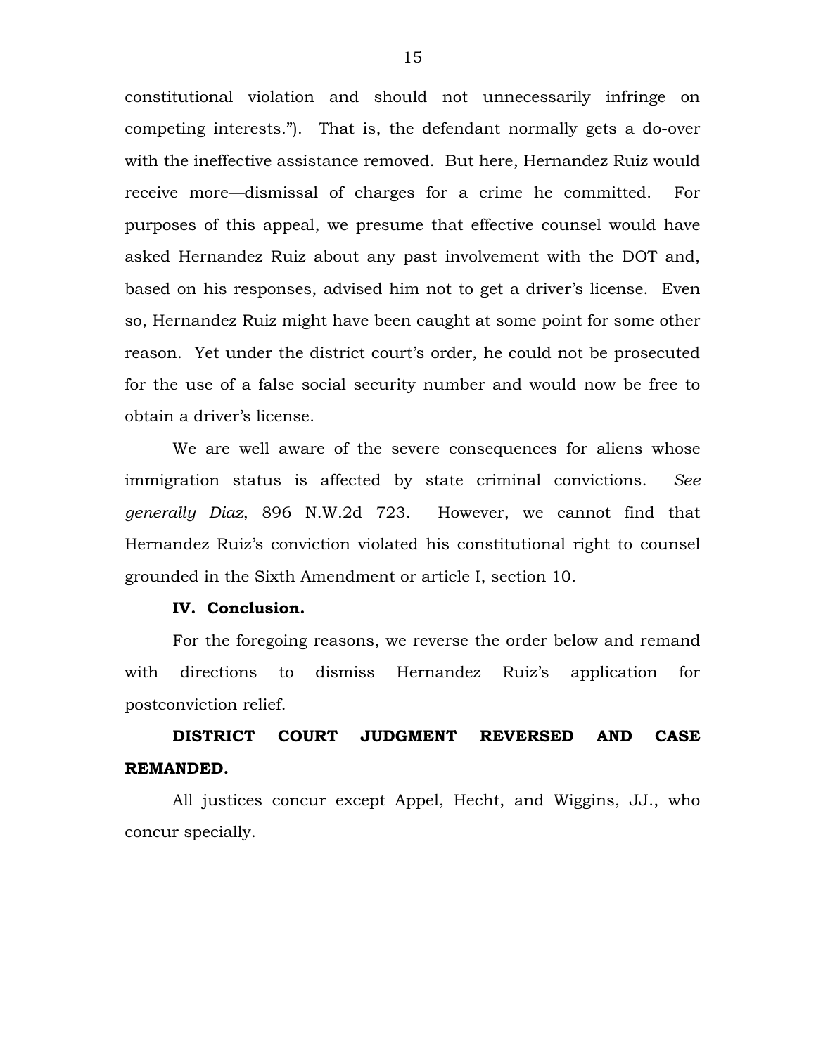constitutional violation and should not unnecessarily infringe on competing interests."). That is, the defendant normally gets a do-over with the ineffective assistance removed. But here, Hernandez Ruiz would receive more—dismissal of charges for a crime he committed. For purposes of this appeal, we presume that effective counsel would have asked Hernandez Ruiz about any past involvement with the DOT and, based on his responses, advised him not to get a driver's license. Even so, Hernandez Ruiz might have been caught at some point for some other reason. Yet under the district court's order, he could not be prosecuted for the use of a false social security number and would now be free to obtain a driver's license.

We are well aware of the severe consequences for aliens whose immigration status is affected by state criminal convictions. *See generally Diaz*, 896 N.W.2d 723. However, we cannot find that Hernandez Ruiz's conviction violated his constitutional right to counsel grounded in the Sixth Amendment or article I, section 10.

**IV. Conclusion.**

For the foregoing reasons, we reverse the order below and remand with directions to dismiss Hernandez Ruiz's application for postconviction relief.

**DISTRICT COURT JUDGMENT REVERSED AND CASE REMANDED.**

All justices concur except Appel, Hecht, and Wiggins, JJ., who concur specially.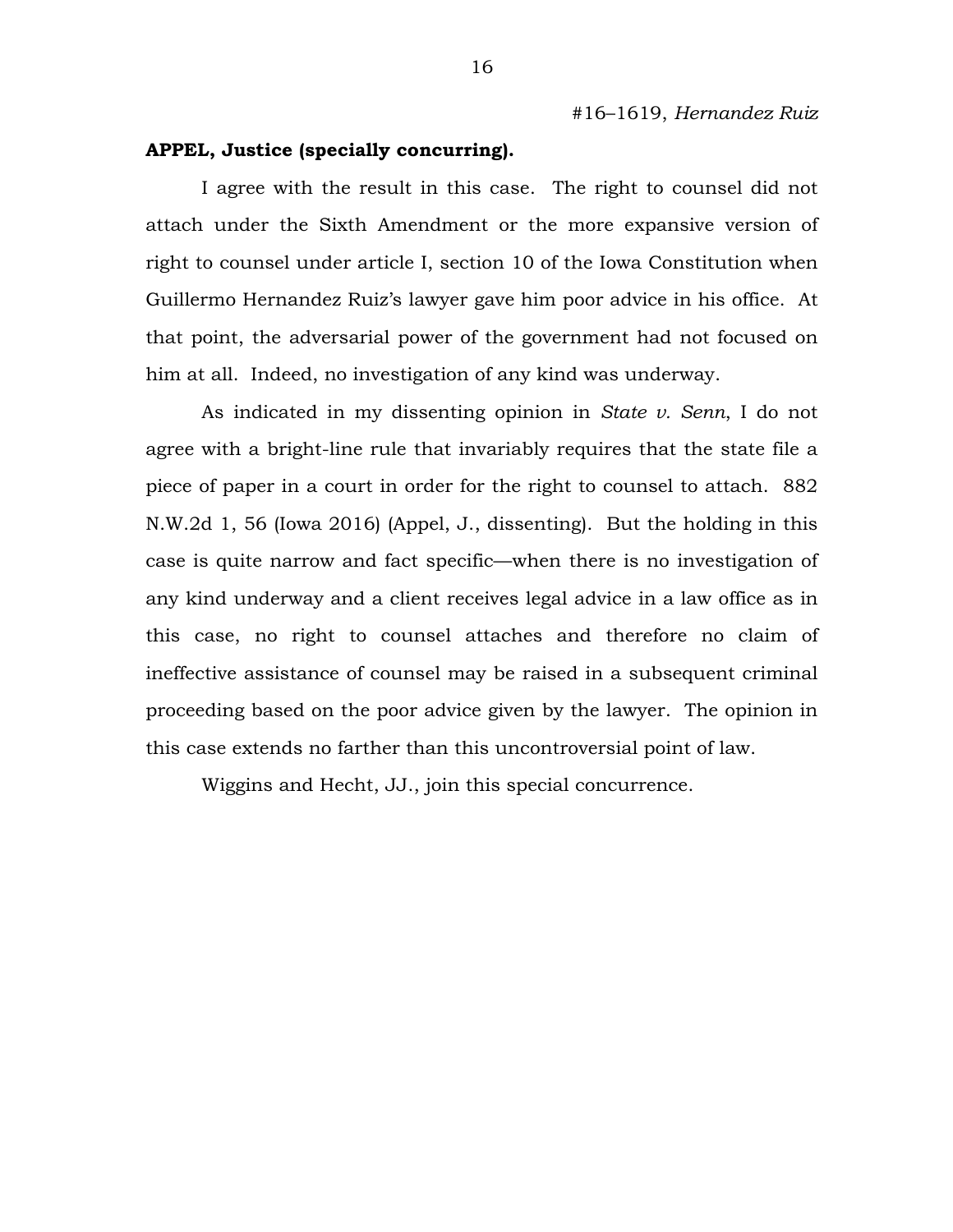**APPEL, Justice (specially concurring).**

I agree with the result in this case. The right to counsel did not attach under the Sixth Amendment or the more expansive version of right to counsel under article I, section 10 of the Iowa Constitution when Guillermo Hernandez Ruiz's lawyer gave him poor advice in his office. At that point, the adversarial power of the government had not focused on him at all. Indeed, no investigation of any kind was underway.

As indicated in my dissenting opinion in *State v. Senn*, I do not agree with a bright-line rule that invariably requires that the state file a piece of paper in a court in order for the right to counsel to attach. 882 N.W.2d 1, 56 (Iowa 2016) (Appel, J., dissenting). But the holding in this case is quite narrow and fact specific—when there is no investigation of any kind underway and a client receives legal advice in a law office as in this case, no right to counsel attaches and therefore no claim of ineffective assistance of counsel may be raised in a subsequent criminal proceeding based on the poor advice given by the lawyer. The opinion in this case extends no farther than this uncontroversial point of law.

Wiggins and Hecht, JJ., join this special concurrence.